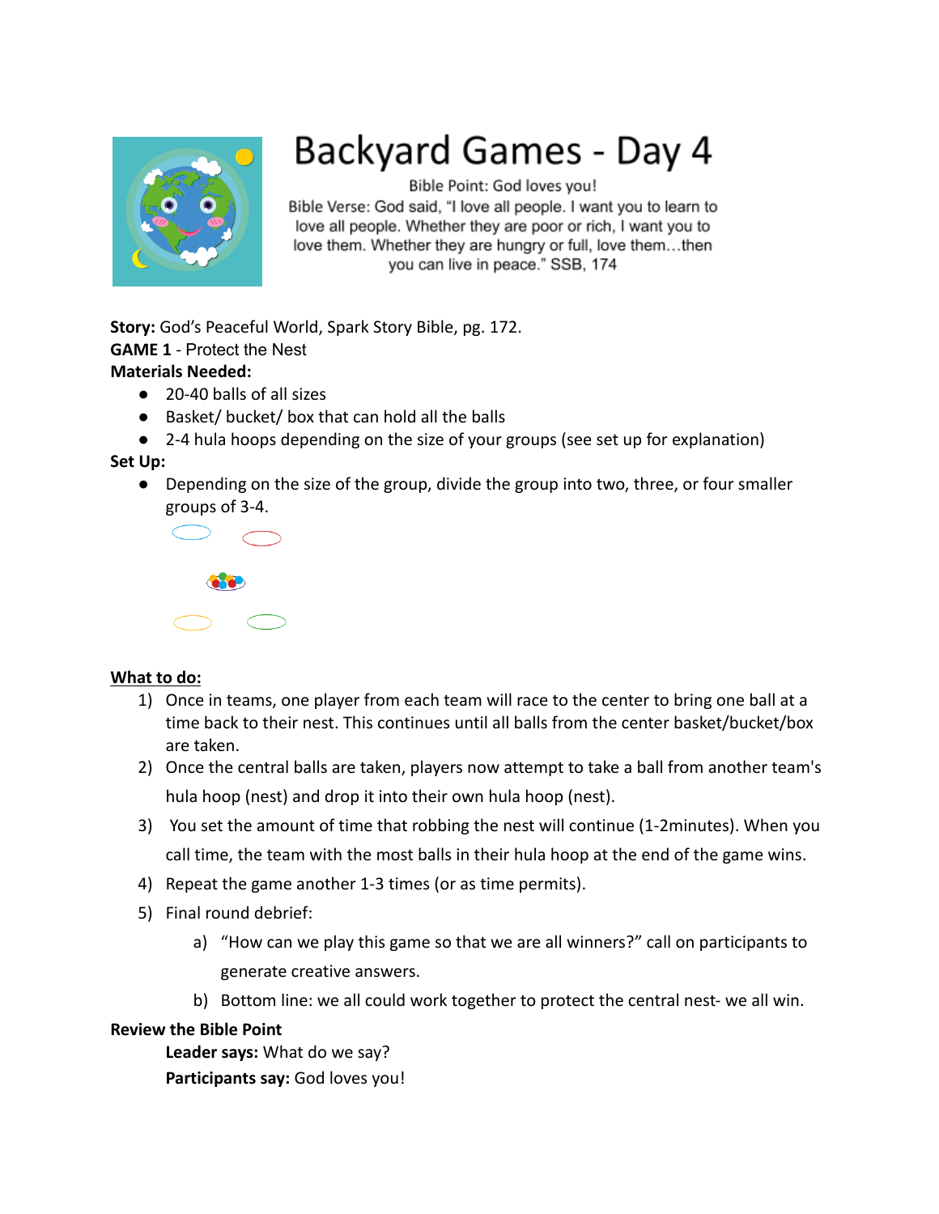# Backyard Games - Day 4

Bible Point: God loves you!

Bible Verse: God said, "I love all people. I want you to learn to love all people. Whether they are poor or rich, I want you to love them. Whether they are hungry or full, love them…then you can live in peace." SSB, 174

**Story:** God's Peaceful World, Spark Story Bible, pg. 172.

**GAME 1** - Protect the Nest

**Materials Needed:**

- 20-40 balls of all sizes
- Basket/ bucket/ box that can hold all the balls
- 2-4 hula hoops depending on the size of your groups (see set up for explanation)

**Set Up:**

- Depending on the size of the group, divide the group into two, three, or four smaller groups of 3-4.

**What to do:**

1) Once in teams, one player from each team will race to the center to bring one ball at a time back to their nest. This continues until all balls from the center basket/bucket/box are taken.
2) Once the central balls are taken, players now attempt to take a ball from another team's hula hoop (nest) and drop it into their own hula hoop (nest).
3) You set the amount of time that robbing the nest will continue (1-2minutes). When you call time, the team with the most balls in their hula hoop at the end of the game wins.
4) Repeat the game another 1-3 times (or as time permits).
5) Final round debrief:
    a) "How can we play this game so that we are all winners?" call on participants to generate creative answers.
    b) Bottom line: we all could work together to protect the central nest- we all win.

**Review the Bible Point**

**Leader says:** What do we say?

**Participants say:** God loves you!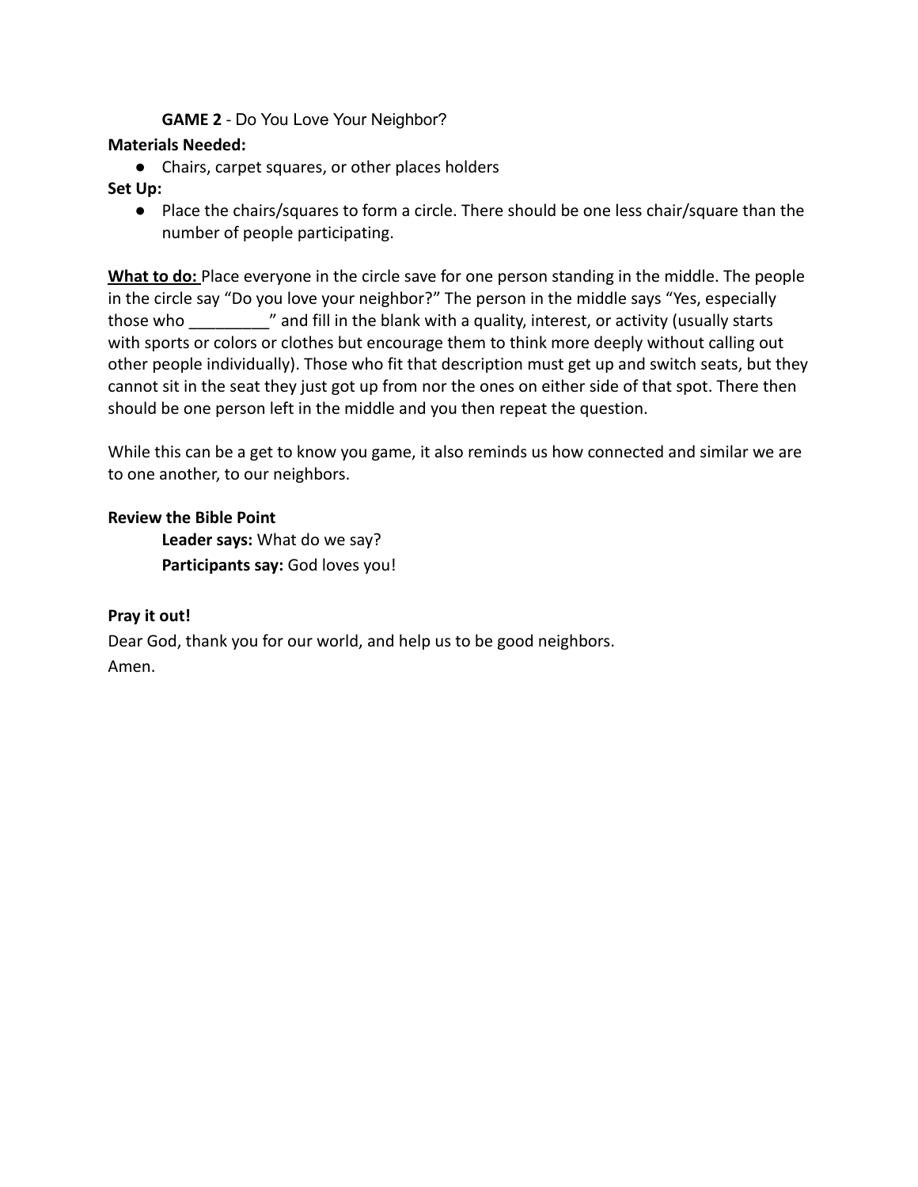**GAME 2** - Do You Love Your Neighbor?

**Materials Needed:**

- Chairs, carpet squares, or other places holders

**Set Up:**

- Place the chairs/squares to form a circle. There should be one less chair/square than the number of people participating.

**What to do:** Place everyone in the circle save for one person standing in the middle. The people in the circle say "Do you love your neighbor?" The person in the middle says "Yes, especially those who _________" and fill in the blank with a quality, interest, or activity (usually starts with sports or colors or clothes but encourage them to think more deeply without calling out other people individually). Those who fit that description must get up and switch seats, but they cannot sit in the seat they just got up from nor the ones on either side of that spot. There then should be one person left in the middle and you then repeat the question.

While this can be a get to know you game, it also reminds us how connected and similar we are to one another, to our neighbors.

**Review the Bible Point**

**Leader says:** What do we say?

**Participants say:** God loves you!

**Pray it out!**

Dear God, thank you for our world, and help us to be good neighbors.
Amen.